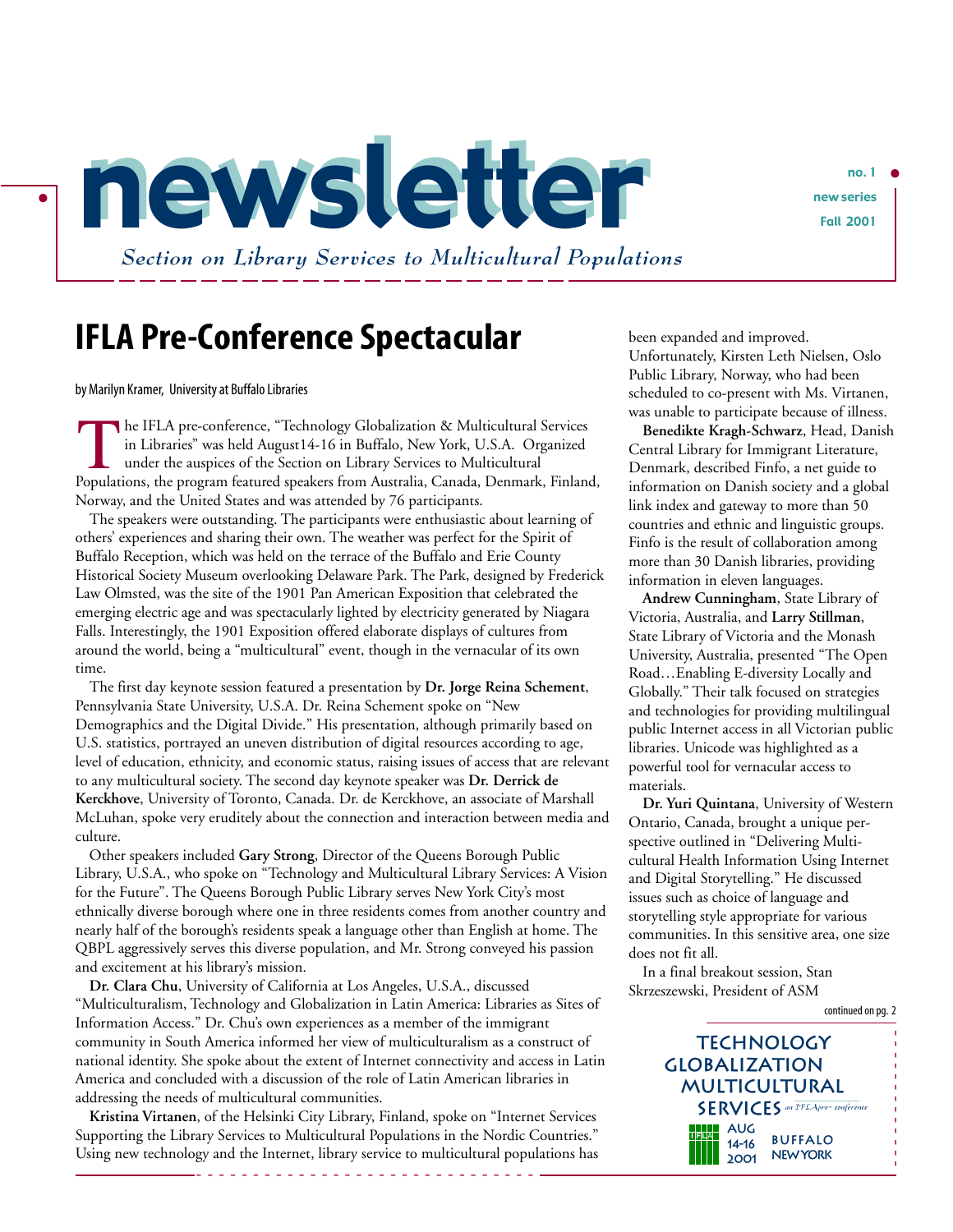# newsletter

*Section on Library Services to Multicultural Populations*

no. 1
new series
Fall 2001

## IFLA Pre-Conference Spectacular

by Marilyn Kramer, University at Buffalo Libraries

The IFLA pre-conference, "Technology Globalization & Multicultural Services in Libraries" was held August14-16 in Buffalo, New York, U.S.A. Organized under the auspices of the Section on Library Services to Multicultural Populations, the program featured speakers from Australia, Canada, Denmark, Finland, Norway, and the United States and was attended by 76 participants.

The speakers were outstanding. The participants were enthusiastic about learning of others' experiences and sharing their own. The weather was perfect for the Spirit of Buffalo Reception, which was held on the terrace of the Buffalo and Erie County Historical Society Museum overlooking Delaware Park. The Park, designed by Frederick Law Olmsted, was the site of the 1901 Pan American Exposition that celebrated the emerging electric age and was spectacularly lighted by electricity generated by Niagara Falls. Interestingly, the 1901 Exposition offered elaborate displays of cultures from around the world, being a "multicultural" event, though in the vernacular of its own time.

The first day keynote session featured a presentation by **Dr. Jorge Reina Schement**, Pennsylvania State University, U.S.A. Dr. Reina Schement spoke on "New Demographics and the Digital Divide." His presentation, although primarily based on U.S. statistics, portrayed an uneven distribution of digital resources according to age, level of education, ethnicity, and economic status, raising issues of access that are relevant to any multicultural society. The second day keynote speaker was **Dr. Derrick de Kerckhove**, University of Toronto, Canada. Dr. de Kerckhove, an associate of Marshall McLuhan, spoke very eruditely about the connection and interaction between media and culture.

Other speakers included **Gary Strong**, Director of the Queens Borough Public Library, U.S.A., who spoke on "Technology and Multicultural Library Services: A Vision for the Future". The Queens Borough Public Library serves New York City's most ethnically diverse borough where one in three residents comes from another country and nearly half of the borough's residents speak a language other than English at home. The QBPL aggressively serves this diverse population, and Mr. Strong conveyed his passion and excitement at his library's mission.

**Dr. Clara Chu**, University of California at Los Angeles, U.S.A., discussed "Multiculturalism, Technology and Globalization in Latin America: Libraries as Sites of Information Access." Dr. Chu's own experiences as a member of the immigrant community in South America informed her view of multiculturalism as a construct of national identity. She spoke about the extent of Internet connectivity and access in Latin America and concluded with a discussion of the role of Latin American libraries in addressing the needs of multicultural communities.

**Kristina Virtanen**, of the Helsinki City Library, Finland, spoke on "Internet Services Supporting the Library Services to Multicultural Populations in the Nordic Countries." Using new technology and the Internet, library service to multicultural populations has been expanded and improved. Unfortunately, Kirsten Leth Nielsen, Oslo Public Library, Norway, who had been scheduled to co-present with Ms. Virtanen, was unable to participate because of illness.

**Benedikte Kragh-Schwarz**, Head, Danish Central Library for Immigrant Literature, Denmark, described Finfo, a net guide to information on Danish society and a global link index and gateway to more than 50 countries and ethnic and linguistic groups. Finfo is the result of collaboration among more than 30 Danish libraries, providing information in eleven languages.

**Andrew Cunningham**, State Library of Victoria, Australia, and **Larry Stillman**, State Library of Victoria and the Monash University, Australia, presented "The Open Road…Enabling E-diversity Locally and Globally." Their talk focused on strategies and technologies for providing multilingual public Internet access in all Victorian public libraries. Unicode was highlighted as a powerful tool for vernacular access to materials.

**Dr. Yuri Quintana**, University of Western Ontario, Canada, brought a unique perspective outlined in "Delivering Multicultural Health Information Using Internet and Digital Storytelling." He discussed issues such as choice of language and storytelling style appropriate for various communities. In this sensitive area, one size does not fit all.

In a final breakout session, Stan Skrzeszewski, President of ASM

continued on pg. 2

TECHNOLOGY GLOBALIZATION MULTICULTURAL SERVICES *an IFLA pre-conference*
IFLA AUG 14-16 2001 BUFFALO NEW YORK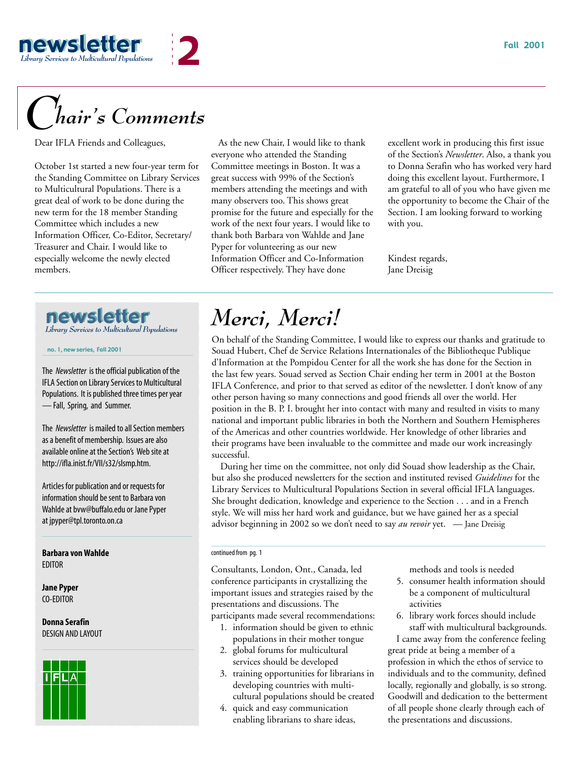# Chair's Comments

Dear IFLA Friends and Colleagues,

October 1st started a new four-year term for the Standing Committee on Library Services to Multicultural Populations. There is a great deal of work to be done during the new term for the 18 member Standing Committee which includes a new Information Officer, Co-Editor, Secretary/ Treasurer and Chair. I would like to especially welcome the newly elected members.

As the new Chair, I would like to thank everyone who attended the Standing Committee meetings in Boston. It was a great success with 99% of the Section's members attending the meetings and with many observers too. This shows great promise for the future and especially for the work of the next four years. I would like to thank both Barbara von Wahlde and Jane Pyper for volunteering as our new Information Officer and Co-Information Officer respectively. They have done excellent work in producing this first issue of the Section's *Newsletter*. Also, a thank you to Donna Serafin who has worked very hard doing this excellent layout. Furthermore, I am grateful to all of you who have given me the opportunity to become the Chair of the Section. I am looking forward to working with you.

Kindest regards,
Jane Dreisig

---

**newsletter**
*Library Services to Multicultural Populations*

**no. 1, new series, Fall 2001**

The *Newsletter* is the official publication of the IFLA Section on Library Services to Multicultural Populations. It is published three times per year — Fall, Spring, and Summer.

The *Newsletter* is mailed to all Section members as a benefit of membership. Issues are also available online at the Section's Web site at http://ifla.inist.fr/VII/s32/slsmp.htm.

Articles for publication and or requests for information should be sent to Barbara von Wahlde at bvw@buffalo.edu or Jane Pyper at jpyper@tpl.toronto.on.ca

**Barbara von Wahlde**
EDITOR

**Jane Pyper**
CO-EDITOR

**Donna Serafin**
DESIGN AND LAYOUT

---

# Merci, Merci!

On behalf of the Standing Committee, I would like to express our thanks and gratitude to Souad Hubert, Chef de Service Relations Internationales of the Bibliotheque Publique d'Information at the Pompidou Center for all the work she has done for the Section in the last few years. Souad served as Section Chair ending her term in 2001 at the Boston IFLA Conference, and prior to that served as editor of the newsletter. I don't know of any other person having so many connections and good friends all over the world. Her position in the B. P. I. brought her into contact with many and resulted in visits to many national and important public libraries in both the Northern and Southern Hemispheres of the Americas and other countries worldwide. Her knowledge of other libraries and their programs have been invaluable to the committee and made our work increasingly successful.

During her time on the committee, not only did Souad show leadership as the Chair, but also she produced newsletters for the section and instituted revised *Guidelines* for the Library Services to Multicultural Populations Section in several official IFLA languages. She brought dedication, knowledge and experience to the Section . . . and in a French style. We will miss her hard work and guidance, but we have gained her as a special advisor beginning in 2002 so we don't need to say *au revoir* yet. — Jane Dreisig

---

continued from pg. 1

Consultants, London, Ont., Canada, led conference participants in crystallizing the important issues and strategies raised by the presentations and discussions. The participants made several recommendations:

1. information should be given to ethnic populations in their mother tongue
2. global forums for multicultural services should be developed
3. training opportunities for librarians in developing countries with multi-cultural populations should be created
4. quick and easy communication enabling librarians to share ideas, methods and tools is needed
5. consumer health information should be a component of multicultural activities
6. library work forces should include staff with multicultural backgrounds.

I came away from the conference feeling great pride at being a member of a profession in which the ethos of service to individuals and to the community, defined locally, regionally and globally, is so strong. Goodwill and dedication to the betterment of all people shone clearly through each of the presentations and discussions.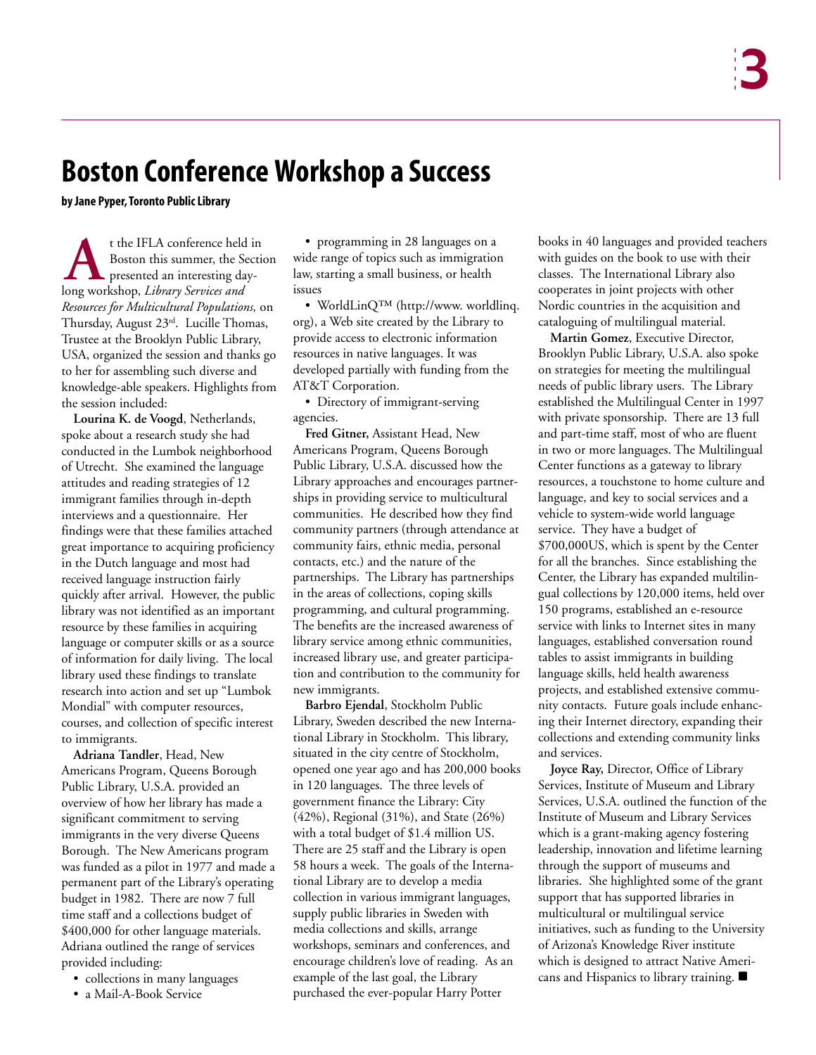# Boston Conference Workshop a Success

**by Jane Pyper, Toronto Public Library**

At the IFLA conference held in Boston this summer, the Section presented an interesting day-long workshop, *Library Services and Resources for Multicultural Populations,* on Thursday, August 23rd. Lucille Thomas, Trustee at the Brooklyn Public Library, USA, organized the session and thanks go to her for assembling such diverse and knowledge-able speakers. Highlights from the session included:

**Lourina K. de Voogd**, Netherlands, spoke about a research study she had conducted in the Lumbok neighborhood of Utrecht. She examined the language attitudes and reading strategies of 12 immigrant families through in-depth interviews and a questionnaire. Her findings were that these families attached great importance to acquiring proficiency in the Dutch language and most had received language instruction fairly quickly after arrival. However, the public library was not identified as an important resource by these families in acquiring language or computer skills or as a source of information for daily living. The local library used these findings to translate research into action and set up "Lumbok Mondial" with computer resources, courses, and collection of specific interest to immigrants.

**Adriana Tandler**, Head, New Americans Program, Queens Borough Public Library, U.S.A. provided an overview of how her library has made a significant commitment to serving immigrants in the very diverse Queens Borough. The New Americans program was funded as a pilot in 1977 and made a permanent part of the Library's operating budget in 1982. There are now 7 full time staff and a collections budget of $400,000 for other language materials. Adriana outlined the range of services provided including:

- collections in many languages
- a Mail-A-Book Service
- programming in 28 languages on a wide range of topics such as immigration law, starting a small business, or health issues
- WorldLinQ™ (http://www. worldlinq. org), a Web site created by the Library to provide access to electronic information resources in native languages. It was developed partially with funding from the AT&T Corporation.
- Directory of immigrant-serving agencies.

**Fred Gitner,** Assistant Head, New Americans Program, Queens Borough Public Library, U.S.A. discussed how the Library approaches and encourages partnerships in providing service to multicultural communities. He described how they find community partners (through attendance at community fairs, ethnic media, personal contacts, etc.) and the nature of the partnerships. The Library has partnerships in the areas of collections, coping skills programming, and cultural programming. The benefits are the increased awareness of library service among ethnic communities, increased library use, and greater participation and contribution to the community for new immigrants.

**Barbro Ejendal**, Stockholm Public Library, Sweden described the new International Library in Stockholm. This library, situated in the city centre of Stockholm, opened one year ago and has 200,000 books in 120 languages. The three levels of government finance the Library: City (42%), Regional (31%), and State (26%) with a total budget of $1.4 million US. There are 25 staff and the Library is open 58 hours a week. The goals of the International Library are to develop a media collection in various immigrant languages, supply public libraries in Sweden with media collections and skills, arrange workshops, seminars and conferences, and encourage children's love of reading. As an example of the last goal, the Library purchased the ever-popular Harry Potter books in 40 languages and provided teachers with guides on the book to use with their classes. The International Library also cooperates in joint projects with other Nordic countries in the acquisition and cataloguing of multilingual material.

**Martin Gomez**, Executive Director, Brooklyn Public Library, U.S.A. also spoke on strategies for meeting the multilingual needs of public library users. The Library established the Multilingual Center in 1997 with private sponsorship. There are 13 full and part-time staff, most of who are fluent in two or more languages. The Multilingual Center functions as a gateway to library resources, a touchstone to home culture and language, and key to social services and a vehicle to system-wide world language service. They have a budget of $700,000US, which is spent by the Center for all the branches. Since establishing the Center, the Library has expanded multilingual collections by 120,000 items, held over 150 programs, established an e-resource service with links to Internet sites in many languages, established conversation round tables to assist immigrants in building language skills, held health awareness projects, and established extensive community contacts. Future goals include enhancing their Internet directory, expanding their collections and extending community links and services.

**Joyce Ray,** Director, Office of Library Services, Institute of Museum and Library Services, U.S.A. outlined the function of the Institute of Museum and Library Services which is a grant-making agency fostering leadership, innovation and lifetime learning through the support of museums and libraries. She highlighted some of the grant support that has supported libraries in multicultural or multilingual service initiatives, such as funding to the University of Arizona's Knowledge River institute which is designed to attract Native Americans and Hispanics to library training. ■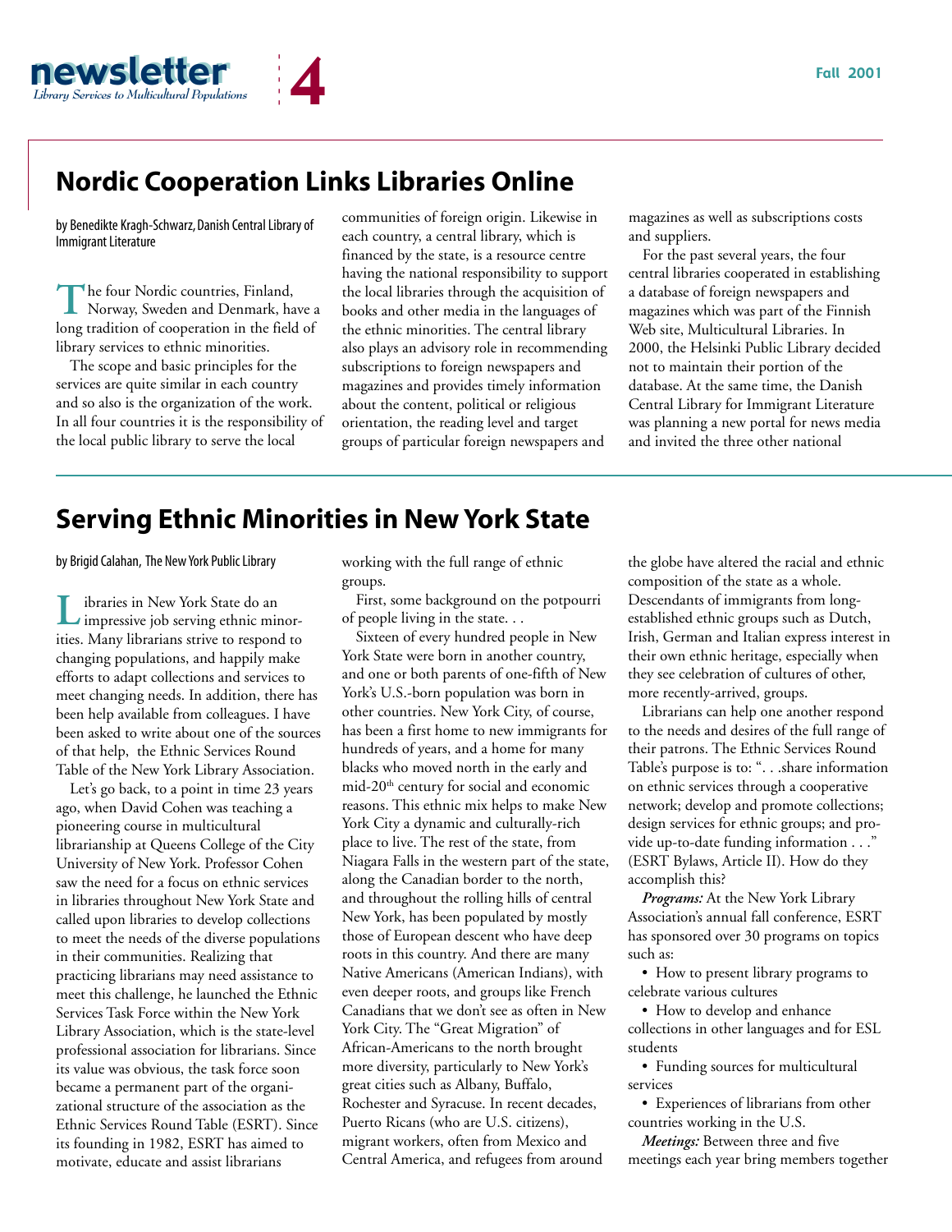## Nordic Cooperation Links Libraries Online

by Benedikte Kragh-Schwarz, Danish Central Library of Immigrant Literature

The four Nordic countries, Finland, Norway, Sweden and Denmark, have a long tradition of cooperation in the field of library services to ethnic minorities.

The scope and basic principles for the services are quite similar in each country and so also is the organization of the work. In all four countries it is the responsibility of the local public library to serve the local communities of foreign origin. Likewise in each country, a central library, which is financed by the state, is a resource centre having the national responsibility to support the local libraries through the acquisition of books and other media in the languages of the ethnic minorities. The central library also plays an advisory role in recommending subscriptions to foreign newspapers and magazines and provides timely information about the content, political or religious orientation, the reading level and target groups of particular foreign newspapers and magazines as well as subscriptions costs and suppliers.

For the past several years, the four central libraries cooperated in establishing a database of foreign newspapers and magazines which was part of the Finnish Web site, Multicultural Libraries. In 2000, the Helsinki Public Library decided not to maintain their portion of the database. At the same time, the Danish Central Library for Immigrant Literature was planning a new portal for news media and invited the three other national

## Serving Ethnic Minorities in New York State

by Brigid Calahan, The New York Public Library

Libraries in New York State do an impressive job serving ethnic minorities. Many librarians strive to respond to changing populations, and happily make efforts to adapt collections and services to meet changing needs. In addition, there has been help available from colleagues. I have been asked to write about one of the sources of that help, the Ethnic Services Round Table of the New York Library Association.

Let's go back, to a point in time 23 years ago, when David Cohen was teaching a pioneering course in multicultural librarianship at Queens College of the City University of New York. Professor Cohen saw the need for a focus on ethnic services in libraries throughout New York State and called upon libraries to develop collections to meet the needs of the diverse populations in their communities. Realizing that practicing librarians may need assistance to meet this challenge, he launched the Ethnic Services Task Force within the New York Library Association, which is the state-level professional association for librarians. Since its value was obvious, the task force soon became a permanent part of the organizational structure of the association as the Ethnic Services Round Table (ESRT). Since its founding in 1982, ESRT has aimed to motivate, educate and assist librarians working with the full range of ethnic groups.

First, some background on the potpourri of people living in the state. . .

Sixteen of every hundred people in New York State were born in another country, and one or both parents of one-fifth of New York's U.S.-born population was born in other countries. New York City, of course, has been a first home to new immigrants for hundreds of years, and a home for many blacks who moved north in the early and mid-20th century for social and economic reasons. This ethnic mix helps to make New York City a dynamic and culturally-rich place to live. The rest of the state, from Niagara Falls in the western part of the state, along the Canadian border to the north, and throughout the rolling hills of central New York, has been populated by mostly those of European descent who have deep roots in this country. And there are many Native Americans (American Indians), with even deeper roots, and groups like French Canadians that we don't see as often in New York City. The "Great Migration" of African-Americans to the north brought more diversity, particularly to New York's great cities such as Albany, Buffalo, Rochester and Syracuse. In recent decades, Puerto Ricans (who are U.S. citizens), migrant workers, often from Mexico and Central America, and refugees from around the globe have altered the racial and ethnic composition of the state as a whole. Descendants of immigrants from long-established ethnic groups such as Dutch, Irish, German and Italian express interest in their own ethnic heritage, especially when they see celebration of cultures of other, more recently-arrived, groups.

Librarians can help one another respond to the needs and desires of the full range of their patrons. The Ethnic Services Round Table's purpose is to: ". . .share information on ethnic services through a cooperative network; develop and promote collections; design services for ethnic groups; and provide up-to-date funding information . . ." (ESRT Bylaws, Article II). How do they accomplish this?

***Programs:*** At the New York Library Association's annual fall conference, ESRT has sponsored over 30 programs on topics such as:

- How to present library programs to celebrate various cultures
- How to develop and enhance collections in other languages and for ESL students
- Funding sources for multicultural services
- Experiences of librarians from other countries working in the U.S.

***Meetings:*** Between three and five meetings each year bring members together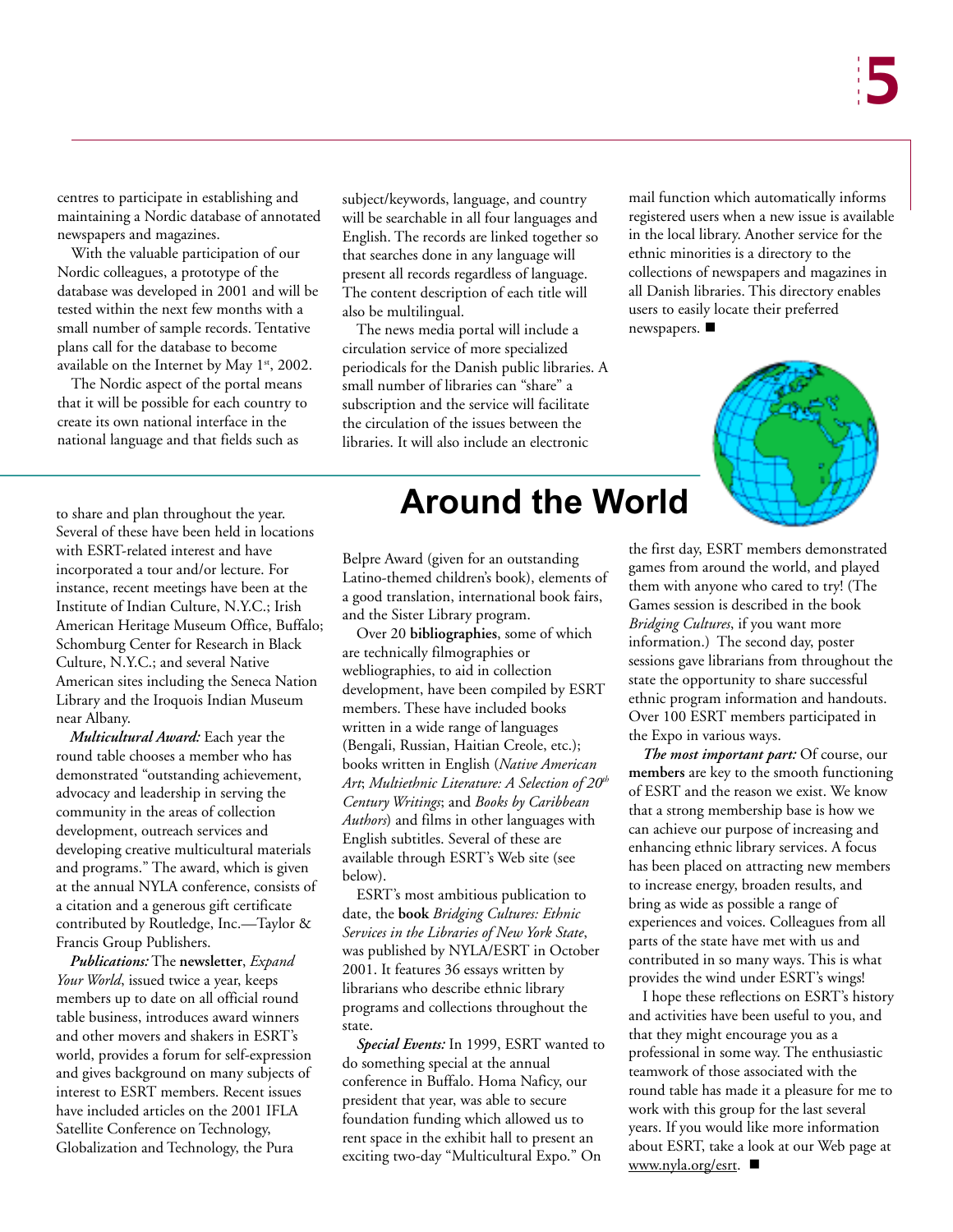centres to participate in establishing and maintaining a Nordic database of annotated newspapers and magazines.

With the valuable participation of our Nordic colleagues, a prototype of the database was developed in 2001 and will be tested within the next few months with a small number of sample records. Tentative plans call for the database to become available on the Internet by May 1st, 2002.

The Nordic aspect of the portal means that it will be possible for each country to create its own national interface in the national language and that fields such as subject/keywords, language, and country will be searchable in all four languages and English. The records are linked together so that searches done in any language will present all records regardless of language. The content description of each title will also be multilingual.

The news media portal will include a circulation service of more specialized periodicals for the Danish public libraries. A small number of libraries can "share" a subscription and the service will facilitate the circulation of the issues between the libraries. It will also include an electronic mail function which automatically informs registered users when a new issue is available in the local library. Another service for the ethnic minorities is a directory to the collections of newspapers and magazines in all Danish libraries. This directory enables users to easily locate their preferred newspapers. ■

# Around the World

to share and plan throughout the year. Several of these have been held in locations with ESRT-related interest and have incorporated a tour and/or lecture. For instance, recent meetings have been at the Institute of Indian Culture, N.Y.C.; Irish American Heritage Museum Office, Buffalo; Schomburg Center for Research in Black Culture, N.Y.C.; and several Native American sites including the Seneca Nation Library and the Iroquois Indian Museum near Albany.

***Multicultural Award:*** Each year the round table chooses a member who has demonstrated "outstanding achievement, advocacy and leadership in serving the community in the areas of collection development, outreach services and developing creative multicultural materials and programs." The award, which is given at the annual NYLA conference, consists of a citation and a generous gift certificate contributed by Routledge, Inc.—Taylor & Francis Group Publishers.

***Publications:*** The **newsletter**, *Expand Your World*, issued twice a year, keeps members up to date on all official round table business, introduces award winners and other movers and shakers in ESRT's world, provides a forum for self-expression and gives background on many subjects of interest to ESRT members. Recent issues have included articles on the 2001 IFLA Satellite Conference on Technology, Globalization and Technology, the Pura Belpre Award (given for an outstanding Latino-themed children's book), elements of a good translation, international book fairs, and the Sister Library program.

Over 20 **bibliographies**, some of which are technically filmographies or webliographies, to aid in collection development, have been compiled by ESRT members. These have included books written in a wide range of languages (Bengali, Russian, Haitian Creole, etc.); books written in English (*Native American Art*; *Multiethnic Literature: A Selection of 20th Century Writings*; and *Books by Caribbean Authors*) and films in other languages with English subtitles. Several of these are available through ESRT's Web site (see below).

ESRT's most ambitious publication to date, the **book** *Bridging Cultures: Ethnic Services in the Libraries of New York State*, was published by NYLA/ESRT in October 2001. It features 36 essays written by librarians who describe ethnic library programs and collections throughout the state.

***Special Events:*** In 1999, ESRT wanted to do something special at the annual conference in Buffalo. Homa Naficy, our president that year, was able to secure foundation funding which allowed us to rent space in the exhibit hall to present an exciting two-day "Multicultural Expo." On the first day, ESRT members demonstrated games from around the world, and played them with anyone who cared to try! (The Games session is described in the book *Bridging Cultures*, if you want more information.) The second day, poster sessions gave librarians from throughout the state the opportunity to share successful ethnic program information and handouts. Over 100 ESRT members participated in the Expo in various ways.

***The most important part:*** Of course, our **members** are key to the smooth functioning of ESRT and the reason we exist. We know that a strong membership base is how we can achieve our purpose of increasing and enhancing ethnic library services. A focus has been placed on attracting new members to increase energy, broaden results, and bring as wide as possible a range of experiences and voices. Colleagues from all parts of the state have met with us and contributed in so many ways. This is what provides the wind under ESRT's wings!

I hope these reflections on ESRT's history and activities have been useful to you, and that they might encourage you as a professional in some way. The enthusiastic teamwork of those associated with the round table has made it a pleasure for me to work with this group for the last several years. If you would like more information about ESRT, take a look at our Web page at www.nyla.org/esrt. ■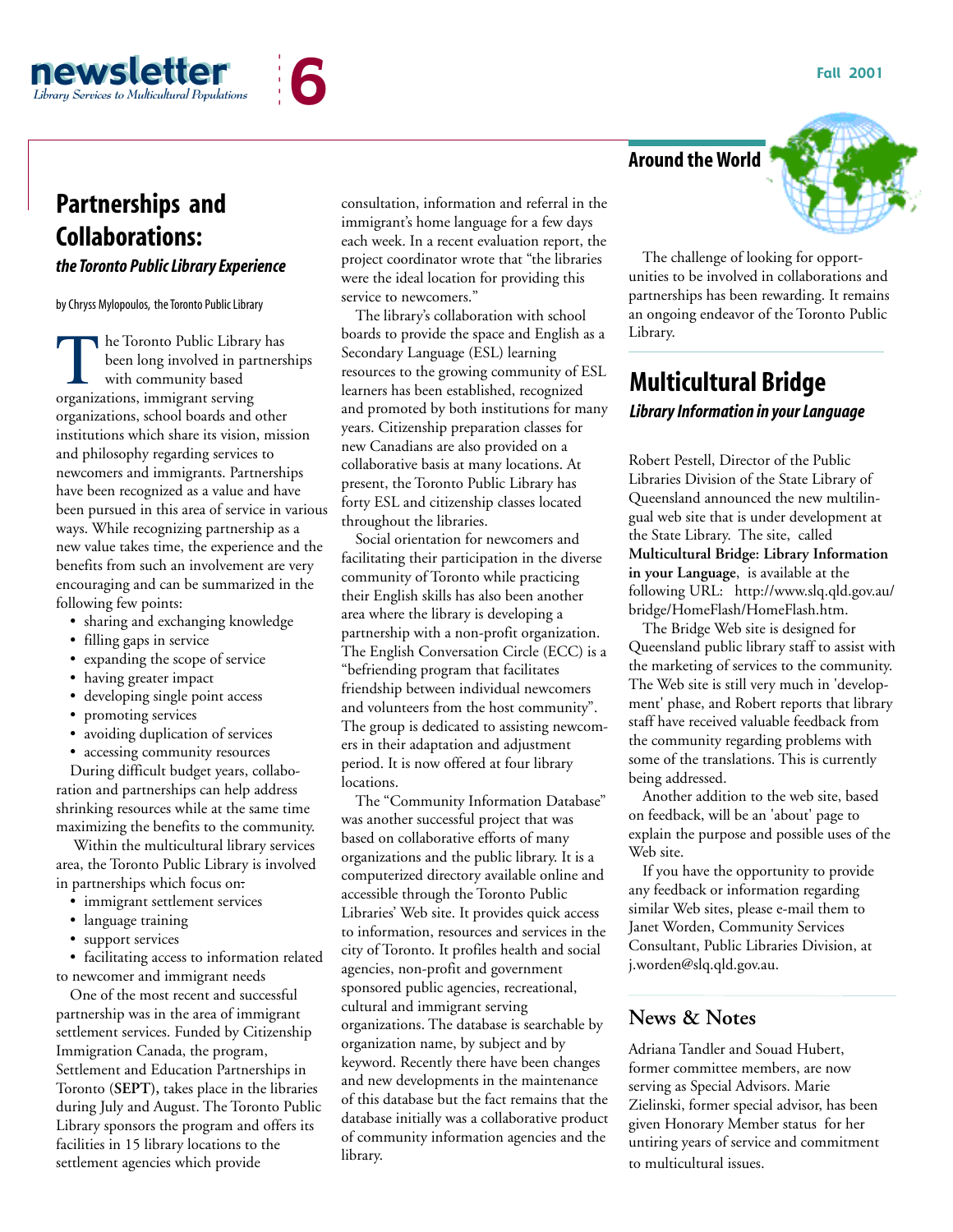## Partnerships and Collaborations:

***the Toronto Public Library Experience***

by Chryss Mylopoulos, the Toronto Public Library

The Toronto Public Library has been long involved in partnerships with community based organizations, immigrant serving organizations, school boards and other institutions which share its vision, mission and philosophy regarding services to newcomers and immigrants. Partnerships have been recognized as a value and have been pursued in this area of service in various ways. While recognizing partnership as a new value takes time, the experience and the benefits from such an involvement are very encouraging and can be summarized in the following few points:

- sharing and exchanging knowledge
- filling gaps in service
- expanding the scope of service
- having greater impact
- developing single point access
- promoting services
- avoiding duplication of services
- accessing community resources

During difficult budget years, collaboration and partnerships can help address shrinking resources while at the same time maximizing the benefits to the community.

Within the multicultural library services area, the Toronto Public Library is involved in partnerships which focus on:

- immigrant settlement services
- language training
- support services
- facilitating access to information related to newcomer and immigrant needs

One of the most recent and successful partnership was in the area of immigrant settlement services. Funded by Citizenship Immigration Canada, the program, Settlement and Education Partnerships in Toronto (**SEPT**), takes place in the libraries during July and August. The Toronto Public Library sponsors the program and offers its facilities in 15 library locations to the settlement agencies which provide consultation, information and referral in the immigrant's home language for a few days each week. In a recent evaluation report, the project coordinator wrote that "the libraries were the ideal location for providing this service to newcomers."

The library's collaboration with school boards to provide the space and English as a Secondary Language (ESL) learning resources to the growing community of ESL learners has been established, recognized and promoted by both institutions for many years. Citizenship preparation classes for new Canadians are also provided on a collaborative basis at many locations. At present, the Toronto Public Library has forty ESL and citizenship classes located throughout the libraries.

Social orientation for newcomers and facilitating their participation in the diverse community of Toronto while practicing their English skills has also been another area where the library is developing a partnership with a non-profit organization. The English Conversation Circle (ECC) is a "befriending program that facilitates friendship between individual newcomers and volunteers from the host community". The group is dedicated to assisting newcomers in their adaptation and adjustment period. It is now offered at four library locations.

The "Community Information Database" was another successful project that was based on collaborative efforts of many organizations and the public library. It is a computerized directory available online and accessible through the Toronto Public Libraries' Web site. It provides quick access to information, resources and services in the city of Toronto. It profiles health and social agencies, non-profit and government sponsored public agencies, recreational, cultural and immigrant serving organizations. The database is searchable by organization name, by subject and by keyword. Recently there have been changes and new developments in the maintenance of this database but the fact remains that the database initially was a collaborative product of community information agencies and the library.

The challenge of looking for opportunities to be involved in collaborations and partnerships has been rewarding. It remains an ongoing endeavor of the Toronto Public Library.

## Around the World

## Multicultural Bridge

***Library Information in your Language***

Robert Pestell, Director of the Public Libraries Division of the State Library of Queensland announced the new multilingual web site that is under development at the State Library. The site, called **Multicultural Bridge: Library Information in your Language**, is available at the following URL: http://www.slq.qld.gov.au/bridge/HomeFlash/HomeFlash.htm.

The Bridge Web site is designed for Queensland public library staff to assist with the marketing of services to the community. The Web site is still very much in 'development' phase, and Robert reports that library staff have received valuable feedback from the community regarding problems with some of the translations. This is currently being addressed.

Another addition to the web site, based on feedback, will be an 'about' page to explain the purpose and possible uses of the Web site.

If you have the opportunity to provide any feedback or information regarding similar Web sites, please e-mail them to Janet Worden, Community Services Consultant, Public Libraries Division, at j.worden@slq.qld.gov.au.

## News & Notes

Adriana Tandler and Souad Hubert, former committee members, are now serving as Special Advisors. Marie Zielinski, former special advisor, has been given Honorary Member status for her untiring years of service and commitment to multicultural issues.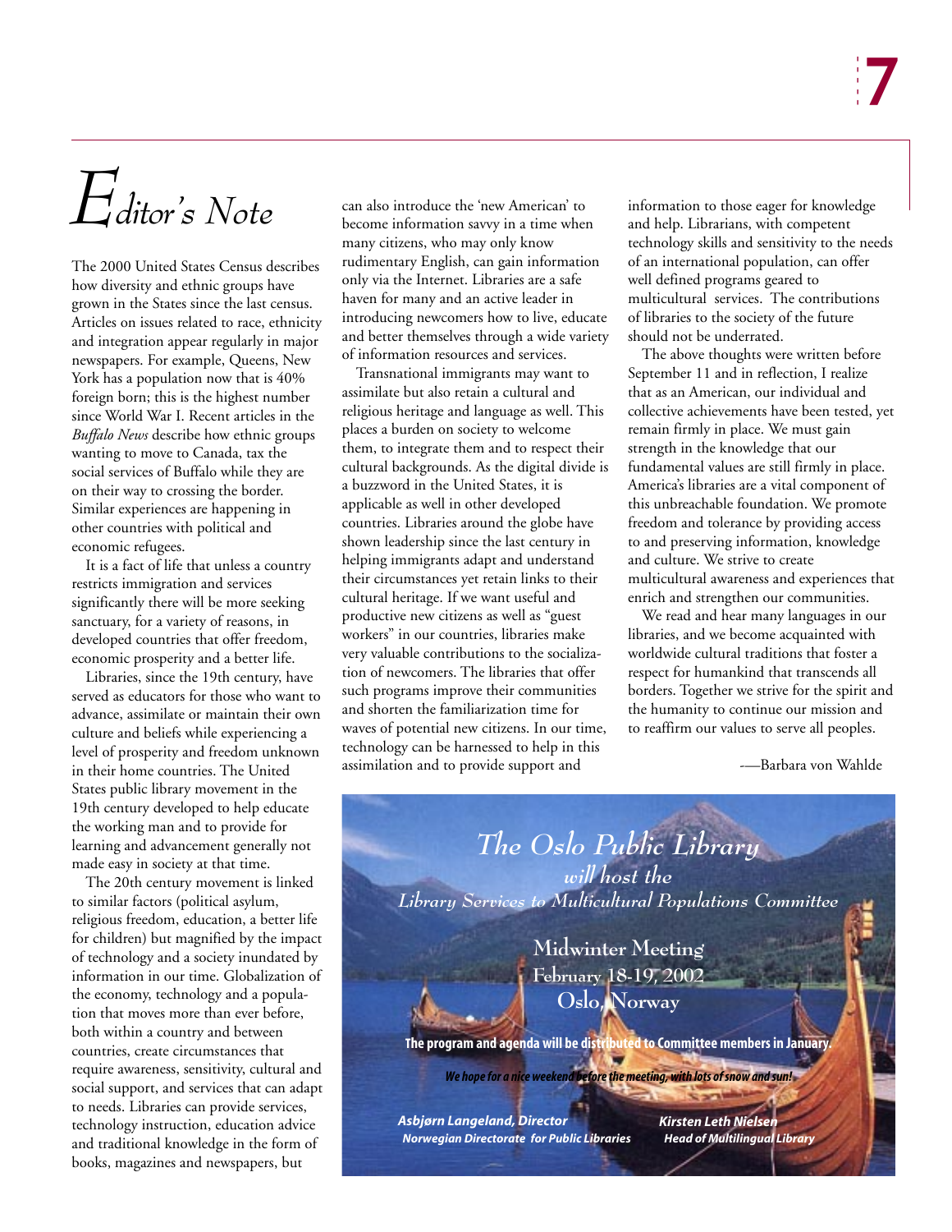# Editor's Note

The 2000 United States Census describes how diversity and ethnic groups have grown in the States since the last census. Articles on issues related to race, ethnicity and integration appear regularly in major newspapers. For example, Queens, New York has a population now that is 40% foreign born; this is the highest number since World War I. Recent articles in the *Buffalo News* describe how ethnic groups wanting to move to Canada, tax the social services of Buffalo while they are on their way to crossing the border. Similar experiences are happening in other countries with political and economic refugees.

It is a fact of life that unless a country restricts immigration and services significantly there will be more seeking sanctuary, for a variety of reasons, in developed countries that offer freedom, economic prosperity and a better life.

Libraries, since the 19th century, have served as educators for those who want to advance, assimilate or maintain their own culture and beliefs while experiencing a level of prosperity and freedom unknown in their home countries. The United States public library movement in the 19th century developed to help educate the working man and to provide for learning and advancement generally not made easy in society at that time.

The 20th century movement is linked to similar factors (political asylum, religious freedom, education, a better life for children) but magnified by the impact of technology and a society inundated by information in our time. Globalization of the economy, technology and a population that moves more than ever before, both within a country and between countries, create circumstances that require awareness, sensitivity, cultural and social support, and services that can adapt to needs. Libraries can provide services, technology instruction, education advice and traditional knowledge in the form of books, magazines and newspapers, but can also introduce the 'new American' to become information savvy in a time when many citizens, who may only know rudimentary English, can gain information only via the Internet. Libraries are a safe haven for many and an active leader in introducing newcomers how to live, educate and better themselves through a wide variety of information resources and services.

Transnational immigrants may want to assimilate but also retain a cultural and religious heritage and language as well. This places a burden on society to welcome them, to integrate them and to respect their cultural backgrounds. As the digital divide is a buzzword in the United States, it is applicable as well in other developed countries. Libraries around the globe have shown leadership since the last century in helping immigrants adapt and understand their circumstances yet retain links to their cultural heritage. If we want useful and productive new citizens as well as "guest workers" in our countries, libraries make very valuable contributions to the socialization of newcomers. The libraries that offer such programs improve their communities and shorten the familiarization time for waves of potential new citizens. In our time, technology can be harnessed to help in this assimilation and to provide support and information to those eager for knowledge and help. Librarians, with competent technology skills and sensitivity to the needs of an international population, can offer well defined programs geared to multicultural services. The contributions of libraries to the society of the future should not be underrated.

The above thoughts were written before September 11 and in reflection, I realize that as an American, our individual and collective achievements have been tested, yet remain firmly in place. We must gain strength in the knowledge that our fundamental values are still firmly in place. America's libraries are a vital component of this unbreachable foundation. We promote freedom and tolerance by providing access to and preserving information, knowledge and culture. We strive to create multicultural awareness and experiences that enrich and strengthen our communities.

We read and hear many languages in our libraries, and we become acquainted with worldwide cultural traditions that foster a respect for humankind that transcends all borders. Together we strive for the spirit and the humanity to continue our mission and to reaffirm our values to serve all peoples.

—Barbara von Wahlde

## The Oslo Public Library

*will host the*

*Library Services to Multicultural Populations Committee*

**Midwinter Meeting**
**February 18-19, 2002**
**Oslo, Norway**

**The program and agenda will be distributed to Committee members in January.**

***We hope for a nice weekend before the meeting, with lots of snow and sun!***

***Asbjørn Langeland, Director***
***Norwegian Directorate for Public Libraries***

***Kirsten Leth Nielsen***
***Head of Multilingual Library***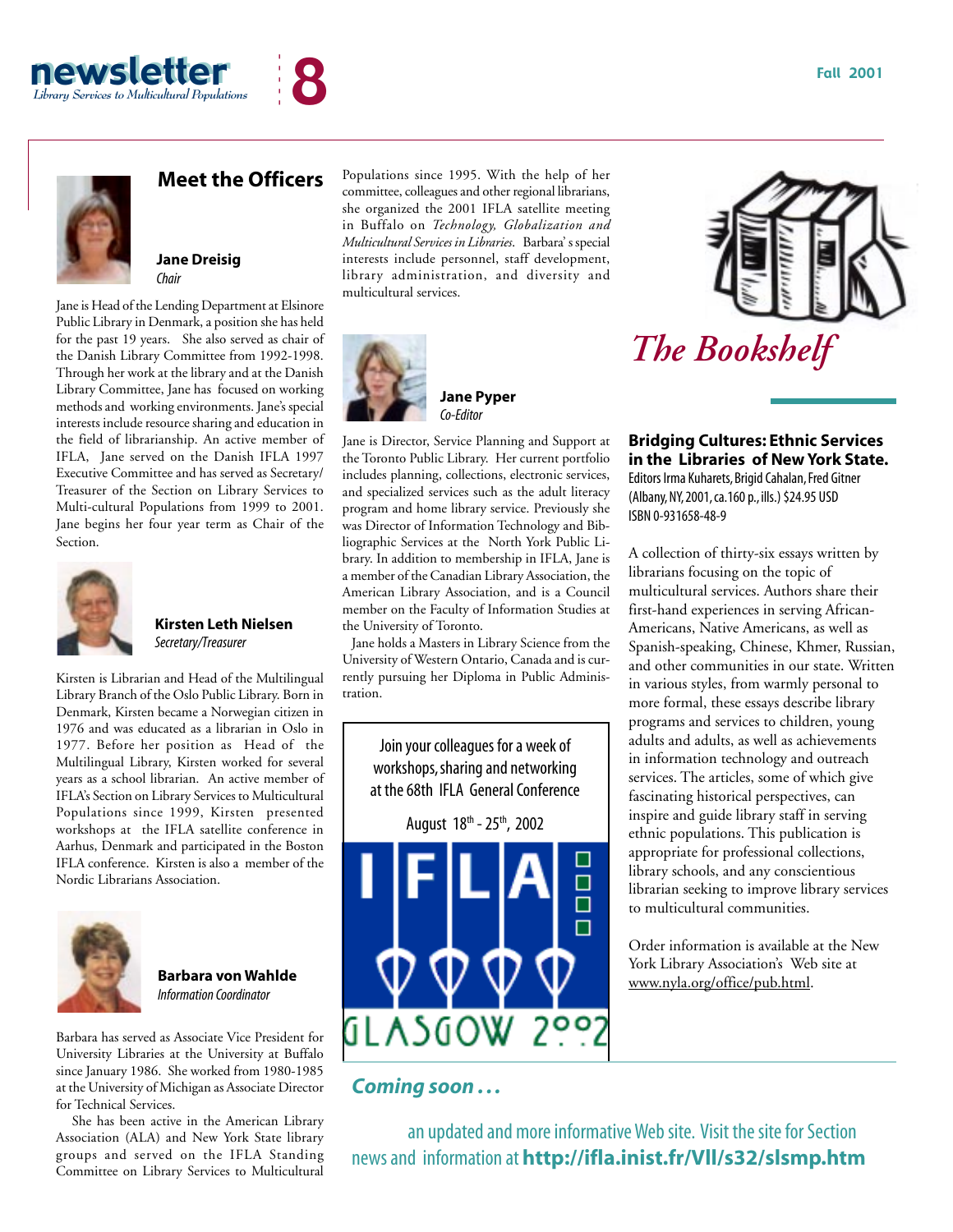## Meet the Officers

**Jane Dreisig**
*Chair*

Jane is Head of the Lending Department at Elsinore Public Library in Denmark, a position she has held for the past 19 years. She also served as chair of the Danish Library Committee from 1992-1998. Through her work at the library and at the Danish Library Committee, Jane has focused on working methods and working environments. Jane's special interests include resource sharing and education in the field of librarianship. An active member of IFLA, Jane served on the Danish IFLA 1997 Executive Committee and has served as Secretary/Treasurer of the Section on Library Services to Multi-cultural Populations from 1999 to 2001. Jane begins her four year term as Chair of the Section.

**Kirsten Leth Nielsen**
*Secretary/Treasurer*

Kirsten is Librarian and Head of the Multilingual Library Branch of the Oslo Public Library. Born in Denmark, Kirsten became a Norwegian citizen in 1976 and was educated as a librarian in Oslo in 1977. Before her position as Head of the Multilingual Library, Kirsten worked for several years as a school librarian. An active member of IFLA's Section on Library Services to Multicultural Populations since 1999, Kirsten presented workshops at the IFLA satellite conference in Aarhus, Denmark and participated in the Boston IFLA conference. Kirsten is also a member of the Nordic Librarians Association.

**Barbara von Wahlde**
*Information Coordinator*

Barbara has served as Associate Vice President for University Libraries at the University at Buffalo since January 1986. She worked from 1980-1985 at the University of Michigan as Associate Director for Technical Services.

She has been active in the American Library Association (ALA) and New York State library groups and served on the IFLA Standing Committee on Library Services to Multicultural Populations since 1995. With the help of her committee, colleagues and other regional librarians, she organized the 2001 IFLA satellite meeting in Buffalo on *Technology, Globalization and Multicultural Services in Libraries*. Barbara's special interests include personnel, staff development, library administration, and diversity and multicultural services.

**Jane Pyper**
*Co-Editor*

Jane is Director, Service Planning and Support at the Toronto Public Library. Her current portfolio includes planning, collections, electronic services, and specialized services such as the adult literacy program and home library service. Previously she was Director of Information Technology and Bibliographic Services at the North York Public Library. In addition to membership in IFLA, Jane is a member of the Canadian Library Association, the American Library Association, and is a Council member on the Faculty of Information Studies at the University of Toronto.

Jane holds a Masters in Library Science from the University of Western Ontario, Canada and is currently pursuing her Diploma in Public Administration.

Join your colleagues for a week of workshops, sharing and networking at the 68th IFLA General Conference

August 18th - 25th, 2002

IFLA GLASGOW 2002

## *The Bookshelf*

**Bridging Cultures: Ethnic Services in the Libraries of New York State.**
Editors Irma Kuharets, Brigid Cahalan, Fred Gitner
(Albany, NY, 2001, ca.160 p., ills.) $24.95 USD
ISBN 0-931658-48-9

A collection of thirty-six essays written by librarians focusing on the topic of multicultural services. Authors share their first-hand experiences in serving African-Americans, Native Americans, as well as Spanish-speaking, Chinese, Khmer, Russian, and other communities in our state. Written in various styles, from warmly personal to more formal, these essays describe library programs and services to children, young adults and adults, as well as achievements in information technology and outreach services. The articles, some of which give fascinating historical perspectives, can inspire and guide library staff in serving ethnic populations. This publication is appropriate for professional collections, library schools, and any conscientious librarian seeking to improve library services to multicultural communities.

Order information is available at the New York Library Association's Web site at www.nyla.org/office/pub.html.

***Coming soon . . .***

an updated and more informative Web site. Visit the site for Section news and information at **http://ifla.inist.fr/VII/s32/slsmp.htm**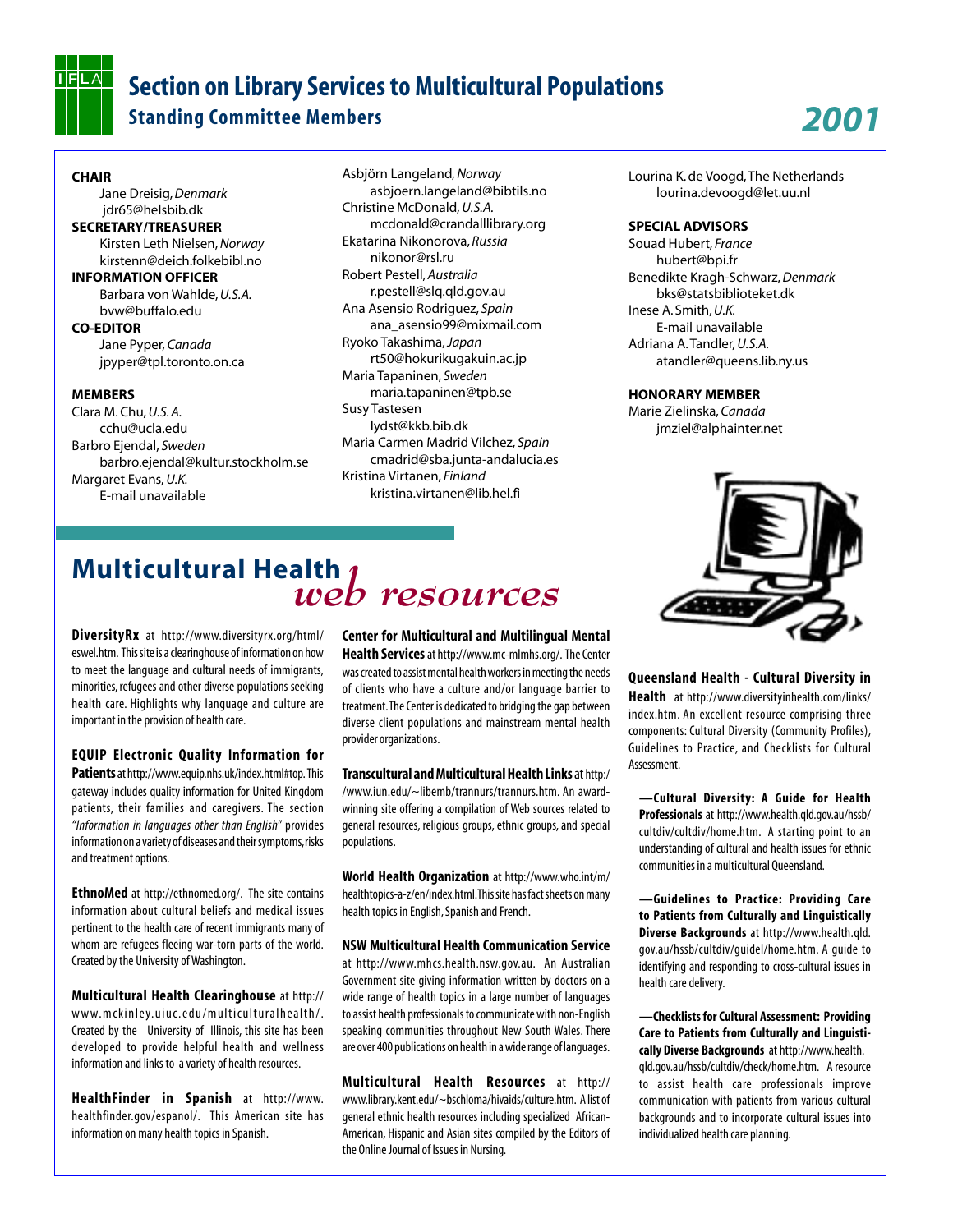# Section on Library Services to Multicultural Populations

## Standing Committee Members

**2001**

**CHAIR**
Jane Dreisig, *Denmark*
jdr65@helsbib.dk

**SECRETARY/TREASURER**
Kirsten Leth Nielsen, *Norway*
kirstenn@deich.folkebibl.no

**INFORMATION OFFICER**
Barbara von Wahlde, *U.S.A.*
bvw@buffalo.edu

**CO-EDITOR**
Jane Pyper, *Canada*
jpyper@tpl.toronto.on.ca

**MEMBERS**
Clara M. Chu, *U.S. A.*
cchu@ucla.edu
Barbro Ejendal, *Sweden*
barbro.ejendal@kultur.stockholm.se
Margaret Evans, *U.K.*
E-mail unavailable
Asbjörn Langeland, *Norway*
asbjoern.langeland@bibtils.no
Christine McDonald, *U.S.A.*
mcdonald@crandalllibrary.org
Ekatarina Nikonorova, *Russia*
nikonor@rsl.ru
Robert Pestell, *Australia*
r.pestell@slq.qld.gov.au
Ana Asensio Rodriguez, *Spain*
ana_asensio99@mixmail.com
Ryoko Takashima, *Japan*
rt50@hokurikugakuin.ac.jp
Maria Tapaninen, *Sweden*
maria.tapaninen@tpb.se
Susy Tastesen
lydst@kkb.bib.dk
Maria Carmen Madrid Vilchez, *Spain*
cmadrid@sba.junta-andalucia.es
Kristina Virtanen, *Finland*
kristina.virtanen@lib.hel.fi
Lourina K. de Voogd, The Netherlands
lourina.devoogd@let.uu.nl

**SPECIAL ADVISORS**
Souad Hubert, *France*
hubert@bpi.fr
Benedikte Kragh-Schwarz, *Denmark*
bks@statsbiblioteket.dk
Inese A. Smith, *U.K.*
E-mail unavailable
Adriana A. Tandler, *U.S.A.*
atandler@queens.lib.ny.us

**HONORARY MEMBER**
Marie Zielinska, *Canada*
jmziel@alphainter.net

# Multicultural Health *web resources*

**DiversityRx** at http://www.diversityrx.org/html/eswel.htm. This site is a clearinghouse of information on how to meet the language and cultural needs of immigrants, minorities, refugees and other diverse populations seeking health care. Highlights why language and culture are important in the provision of health care.

**EQUIP Electronic Quality Information for Patients** at http://www.equip.nhs.uk/index.html#top. This gateway includes quality information for United Kingdom patients, their families and caregivers. The section *"Information in languages other than English"* provides information on a variety of diseases and their symptoms, risks and treatment options.

**EthnoMed** at http://ethnomed.org/. The site contains information about cultural beliefs and medical issues pertinent to the health care of recent immigrants many of whom are refugees fleeing war-torn parts of the world. Created by the University of Washington.

**Multicultural Health Clearinghouse** at http://www.mckinley.uiuc.edu/multiculturalhealth/. Created by the University of Illinois, this site has been developed to provide helpful health and wellness information and links to a variety of health resources.

**HealthFinder in Spanish** at http://www.healthfinder.gov/espanol/. This American site has information on many health topics in Spanish.

**Center for Multicultural and Multilingual Mental Health Services** at http://www.mc-mlmhs.org/. The Center was created to assist mental health workers in meeting the needs of clients who have a culture and/or language barrier to treatment. The Center is dedicated to bridging the gap between diverse client populations and mainstream mental health provider organizations.

**Transcultural and Multicultural Health Links** at http://www.iun.edu/~libemb/trannurs/trannurs.htm. An award-winning site offering a compilation of Web sources related to general resources, religious groups, ethnic groups, and special populations.

**World Health Organization** at http://www.who.int/m/healthtopics-a-z/en/index.html. This site has fact sheets on many health topics in English, Spanish and French.

**NSW Multicultural Health Communication Service** at http://www.mhcs.health.nsw.gov.au. An Australian Government site giving information written by doctors on a wide range of health topics in a large number of languages to assist health professionals to communicate with non-English speaking communities throughout New South Wales. There are over 400 publications on health in a wide range of languages.

**Multicultural Health Resources** at http://www.library.kent.edu/~bschloma/hivaids/culture.htm. A list of general ethnic health resources including specialized African-American, Hispanic and Asian sites compiled by the Editors of the Online Journal of Issues in Nursing.

**Queensland Health - Cultural Diversity in Health** at http://www.diversityinhealth.com/links/index.htm. An excellent resource comprising three components: Cultural Diversity (Community Profiles), Guidelines to Practice, and Checklists for Cultural Assessment.

**—Cultural Diversity: A Guide for Health Professionals** at http://www.health.qld.gov.au/hssb/cultdiv/cultdiv/home.htm. A starting point to an understanding of cultural and health issues for ethnic communities in a multicultural Queensland.

**—Guidelines to Practice: Providing Care to Patients from Culturally and Linguistically Diverse Backgrounds** at http://www.health.qld.gov.au/hssb/cultdiv/guidel/home.htm. A guide to identifying and responding to cross-cultural issues in health care delivery.

**—Checklists for Cultural Assessment: Providing Care to Patients from Culturally and Linguistically Diverse Backgrounds** at http://www.health.qld.gov.au/hssb/cultdiv/check/home.htm. A resource to assist health care professionals improve communication with patients from various cultural backgrounds and to incorporate cultural issues into individualized health care planning.